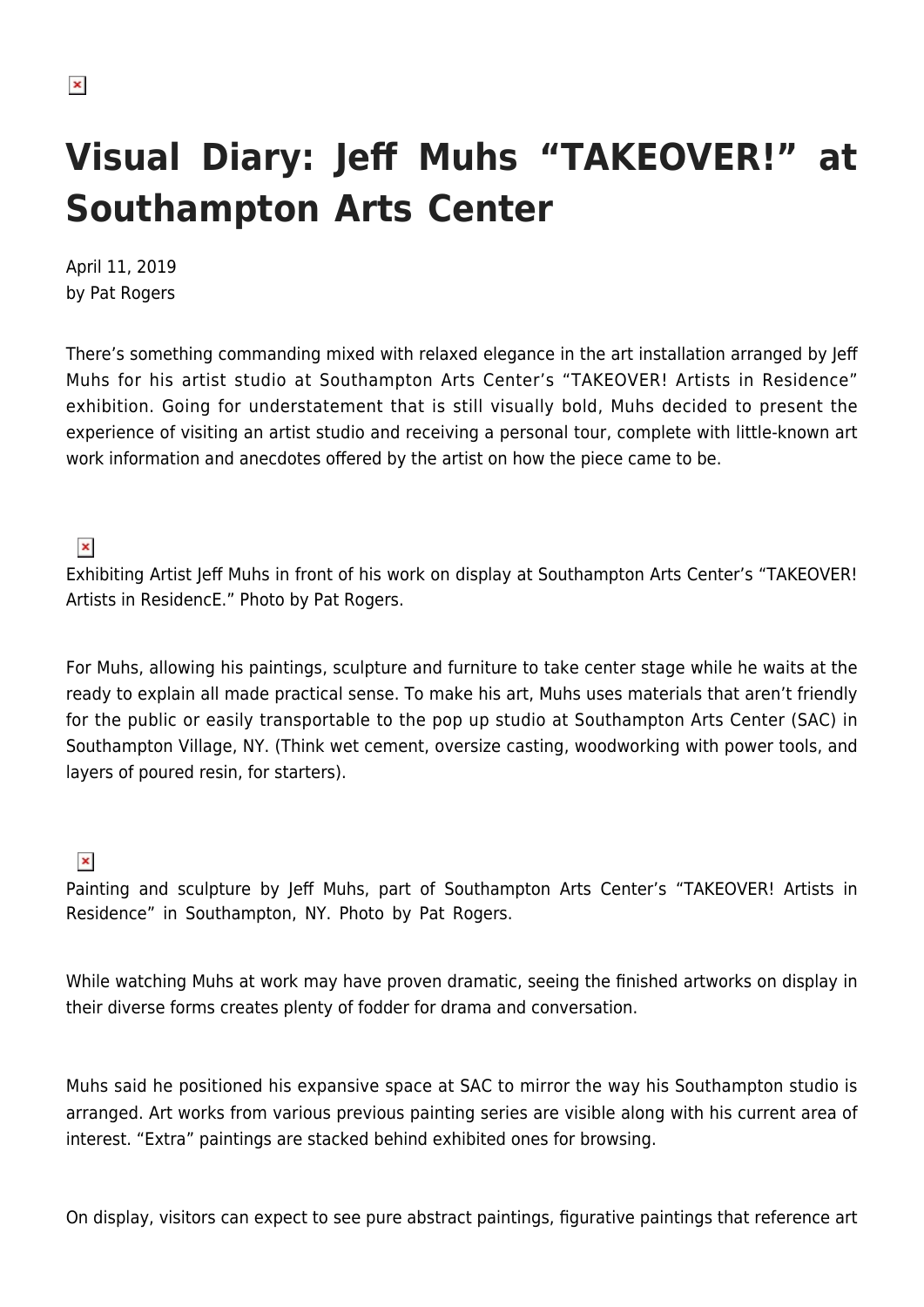# Visual Diary: Jeff Muhs "TAKEOVER!" at Southampton Arts Center

April 11, 2019
by Pat Rogers

There's something commanding mixed with relaxed elegance in the art installation arranged by Jeff Muhs for his artist studio at Southampton Arts Center's "TAKEOVER! Artists in Residence" exhibition. Going for understatement that is still visually bold, Muhs decided to present the experience of visiting an artist studio and receiving a personal tour, complete with little-known art work information and anecdotes offered by the artist on how the piece came to be.

Exhibiting Artist Jeff Muhs in front of his work on display at Southampton Arts Center's "TAKEOVER! Artists in ResidencE." Photo by Pat Rogers.

For Muhs, allowing his paintings, sculpture and furniture to take center stage while he waits at the ready to explain all made practical sense. To make his art, Muhs uses materials that aren't friendly for the public or easily transportable to the pop up studio at Southampton Arts Center (SAC) in Southampton Village, NY. (Think wet cement, oversize casting, woodworking with power tools, and layers of poured resin, for starters).

Painting and sculpture by Jeff Muhs, part of Southampton Arts Center's "TAKEOVER! Artists in Residence" in Southampton, NY. Photo by Pat Rogers.

While watching Muhs at work may have proven dramatic, seeing the finished artworks on display in their diverse forms creates plenty of fodder for drama and conversation.

Muhs said he positioned his expansive space at SAC to mirror the way his Southampton studio is arranged. Art works from various previous painting series are visible along with his current area of interest. "Extra" paintings are stacked behind exhibited ones for browsing.

On display, visitors can expect to see pure abstract paintings, figurative paintings that reference art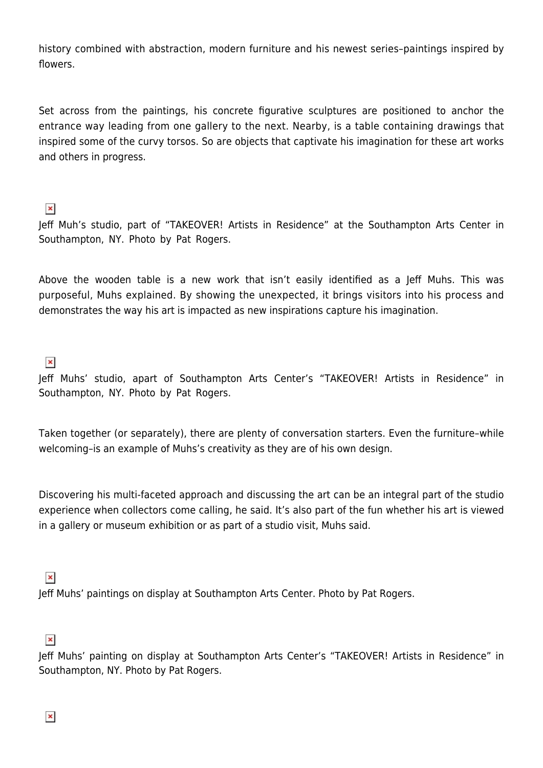history combined with abstraction, modern furniture and his newest series–paintings inspired by flowers.

Set across from the paintings, his concrete figurative sculptures are positioned to anchor the entrance way leading from one gallery to the next. Nearby, is a table containing drawings that inspired some of the curvy torsos. So are objects that captivate his imagination for these art works and others in progress.

Jeff Muh's studio, part of "TAKEOVER! Artists in Residence" at the Southampton Arts Center in Southampton, NY. Photo by Pat Rogers.

Above the wooden table is a new work that isn't easily identified as a Jeff Muhs. This was purposeful, Muhs explained. By showing the unexpected, it brings visitors into his process and demonstrates the way his art is impacted as new inspirations capture his imagination.

Jeff Muhs' studio, apart of Southampton Arts Center's "TAKEOVER! Artists in Residence" in Southampton, NY. Photo by Pat Rogers.

Taken together (or separately), there are plenty of conversation starters. Even the furniture–while welcoming–is an example of Muhs's creativity as they are of his own design.

Discovering his multi-faceted approach and discussing the art can be an integral part of the studio experience when collectors come calling, he said. It's also part of the fun whether his art is viewed in a gallery or museum exhibition or as part of a studio visit, Muhs said.

Jeff Muhs' paintings on display at Southampton Arts Center. Photo by Pat Rogers.

Jeff Muhs' painting on display at Southampton Arts Center's "TAKEOVER! Artists in Residence" in Southampton, NY. Photo by Pat Rogers.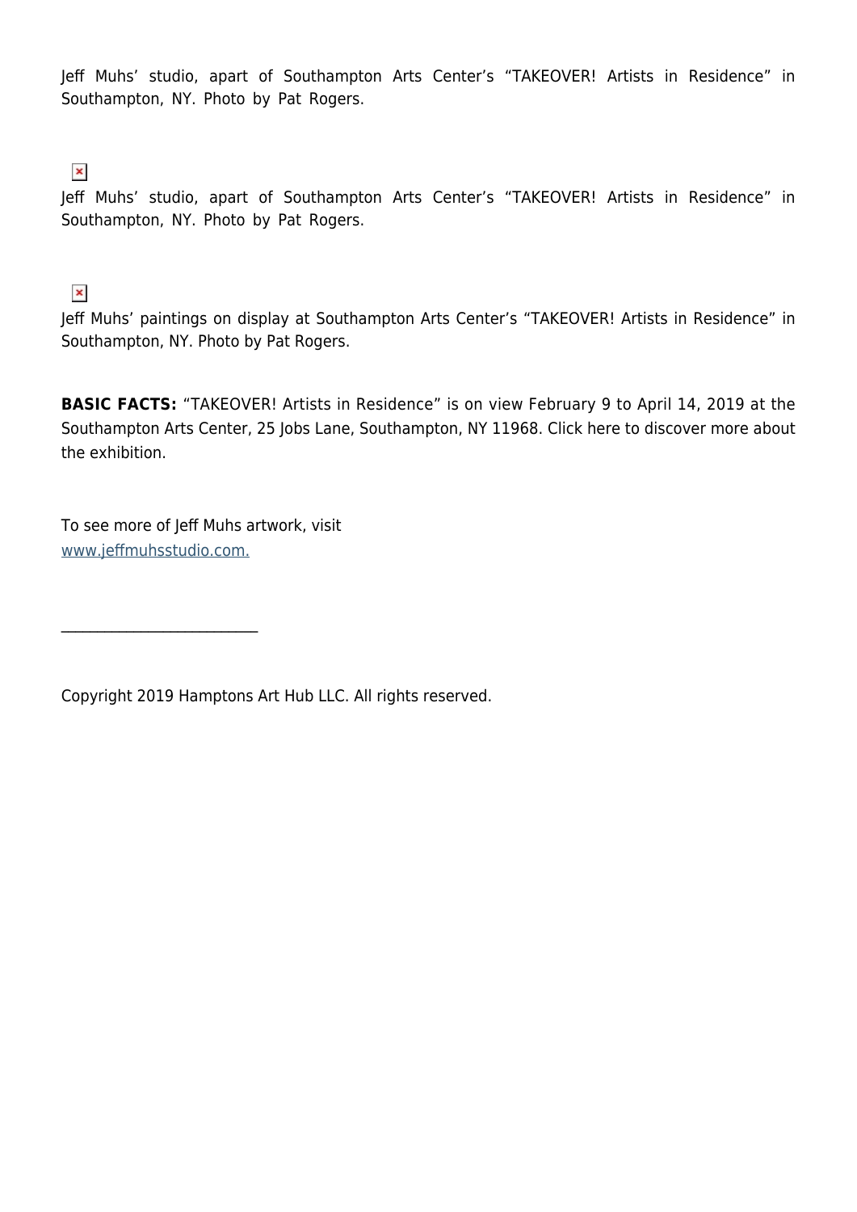Jeff Muhs' studio, apart of Southampton Arts Center's "TAKEOVER! Artists in Residence" in Southampton, NY. Photo by Pat Rogers.

Jeff Muhs' studio, apart of Southampton Arts Center's "TAKEOVER! Artists in Residence" in Southampton, NY. Photo by Pat Rogers.

Jeff Muhs' paintings on display at Southampton Arts Center's "TAKEOVER! Artists in Residence" in Southampton, NY. Photo by Pat Rogers.

**BASIC FACTS:** "TAKEOVER! Artists in Residence" is on view February 9 to April 14, 2019 at the Southampton Arts Center, 25 Jobs Lane, Southampton, NY 11968. Click here to discover more about the exhibition.

To see more of Jeff Muhs artwork, visit
www.jeffmuhsstudio.com.

---

Copyright 2019 Hamptons Art Hub LLC. All rights reserved.